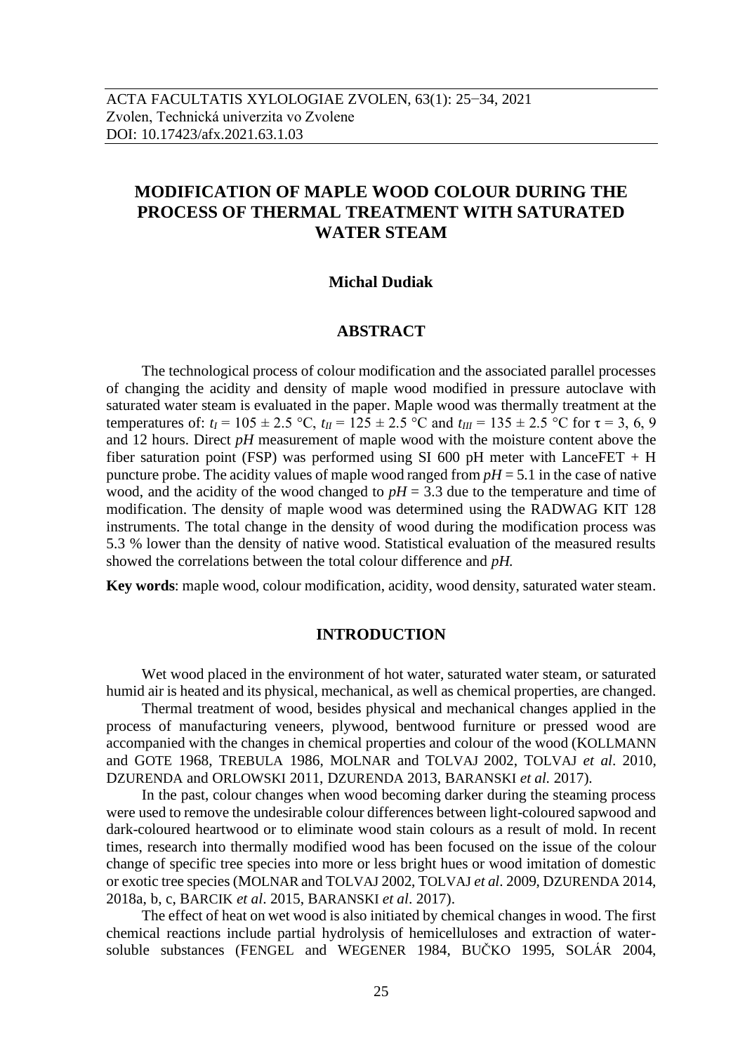ACTA FACULTATIS XYLOLOGIAE ZVOLEN, 63(1): 25−34, 2021
Zvolen, Technická univerzita vo Zvolene
DOI: 10.17423/afx.2021.63.1.03

# MODIFICATION OF MAPLE WOOD COLOUR DURING THE PROCESS OF THERMAL TREATMENT WITH SATURATED WATER STEAM

**Michal Dudiak**

## ABSTRACT

The technological process of colour modification and the associated parallel processes of changing the acidity and density of maple wood modified in pressure autoclave with saturated water steam is evaluated in the paper. Maple wood was thermally treatment at the temperatures of: $t_I = 105 \pm 2.5$ °C, $t_{II} = 125 \pm 2.5$ °C and $t_{III} = 135 \pm 2.5$ °C for $\tau = 3$, 6, 9 and 12 hours. Direct *pH* measurement of maple wood with the moisture content above the fiber saturation point (FSP) was performed using SI 600 pH meter with LanceFET + H puncture probe. The acidity values of maple wood ranged from $pH = 5.1$ in the case of native wood, and the acidity of the wood changed to $pH = 3.3$ due to the temperature and time of modification. The density of maple wood was determined using the RADWAG KIT 128 instruments. The total change in the density of wood during the modification process was 5.3 % lower than the density of native wood. Statistical evaluation of the measured results showed the correlations between the total colour difference and *pH.*

**Key words**: maple wood, colour modification, acidity, wood density, saturated water steam.

## INTRODUCTION

Wet wood placed in the environment of hot water, saturated water steam, or saturated humid air is heated and its physical, mechanical, as well as chemical properties, are changed.

Thermal treatment of wood, besides physical and mechanical changes applied in the process of manufacturing veneers, plywood, bentwood furniture or pressed wood are accompanied with the changes in chemical properties and colour of the wood (KOLLMANN and GOTE 1968, TREBULA 1986, MOLNAR and TOLVAJ 2002, TOLVAJ *et al*. 2010, DZURENDA and ORLOWSKI 2011, DZURENDA 2013, BARANSKI *et al.* 2017).

In the past, colour changes when wood becoming darker during the steaming process were used to remove the undesirable colour differences between light-coloured sapwood and dark-coloured heartwood or to eliminate wood stain colours as a result of mold. In recent times, research into thermally modified wood has been focused on the issue of the colour change of specific tree species into more or less bright hues or wood imitation of domestic or exotic tree species (MOLNAR and TOLVAJ 2002, TOLVAJ *et al*. 2009, DZURENDA 2014, 2018a, b, c, BARCIK *et al*. 2015, BARANSKI *et al*. 2017).

The effect of heat on wet wood is also initiated by chemical changes in wood. The first chemical reactions include partial hydrolysis of hemicelluloses and extraction of water-soluble substances (FENGEL and WEGENER 1984, BUČKO 1995, SOLÁR 2004,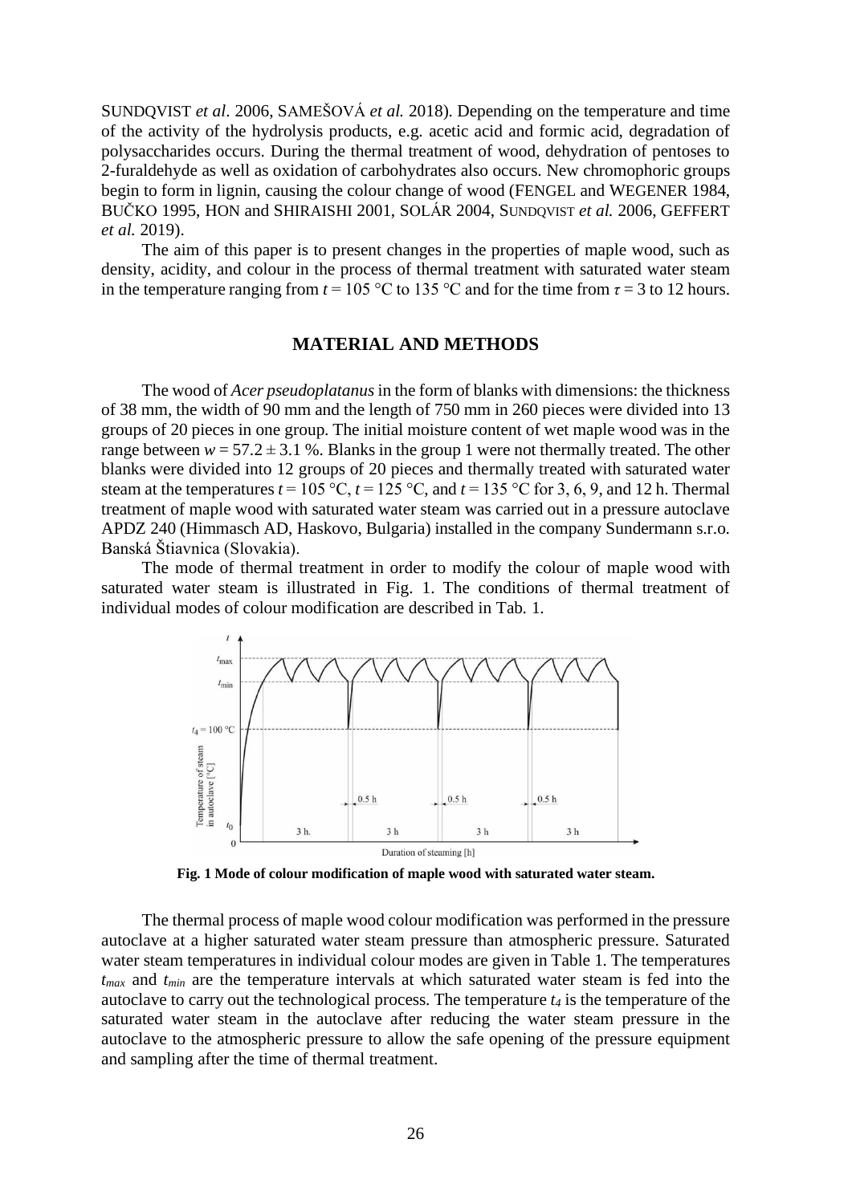SUNDQVIST *et al*. 2006, SAMEŠOVÁ *et al.* 2018). Depending on the temperature and time of the activity of the hydrolysis products, e.g. acetic acid and formic acid, degradation of polysaccharides occurs. During the thermal treatment of wood, dehydration of pentoses to 2-furaldehyde as well as oxidation of carbohydrates also occurs. New chromophoric groups begin to form in lignin, causing the colour change of wood (FENGEL and WEGENER 1984, BUČKO 1995, HON and SHIRAISHI 2001, SOLÁR 2004, SUNDQVIST *et al.* 2006, GEFFERT *et al.* 2019).

The aim of this paper is to present changes in the properties of maple wood, such as density, acidity, and colour in the process of thermal treatment with saturated water steam in the temperature ranging from $t = 105$ °C to 135 °C and for the time from $\tau = 3$ to 12 hours.

## MATERIAL AND METHODS

The wood of *Acer pseudoplatanus* in the form of blanks with dimensions: the thickness of 38 mm, the width of 90 mm and the length of 750 mm in 260 pieces were divided into 13 groups of 20 pieces in one group. The initial moisture content of wet maple wood was in the range between $w = 57.2 \pm 3.1$ %. Blanks in the group 1 were not thermally treated. The other blanks were divided into 12 groups of 20 pieces and thermally treated with saturated water steam at the temperatures $t = 105$ °C, $t = 125$ °C, and $t = 135$ °C for 3, 6, 9, and 12 h. Thermal treatment of maple wood with saturated water steam was carried out in a pressure autoclave APDZ 240 (Himmasch AD, Haskovo, Bulgaria) installed in the company Sundermann s.r.o. Banská Štiavnica (Slovakia).

The mode of thermal treatment in order to modify the colour of maple wood with saturated water steam is illustrated in Fig. 1. The conditions of thermal treatment of individual modes of colour modification are described in Tab. 1.

**Fig. 1 Mode of colour modification of maple wood with saturated water steam.**

The thermal process of maple wood colour modification was performed in the pressure autoclave at a higher saturated water steam pressure than atmospheric pressure. Saturated water steam temperatures in individual colour modes are given in Table 1. The temperatures $t_{max}$ and $t_{min}$ are the temperature intervals at which saturated water steam is fed into the autoclave to carry out the technological process. The temperature $t_4$ is the temperature of the saturated water steam in the autoclave after reducing the water steam pressure in the autoclave to the atmospheric pressure to allow the safe opening of the pressure equipment and sampling after the time of thermal treatment.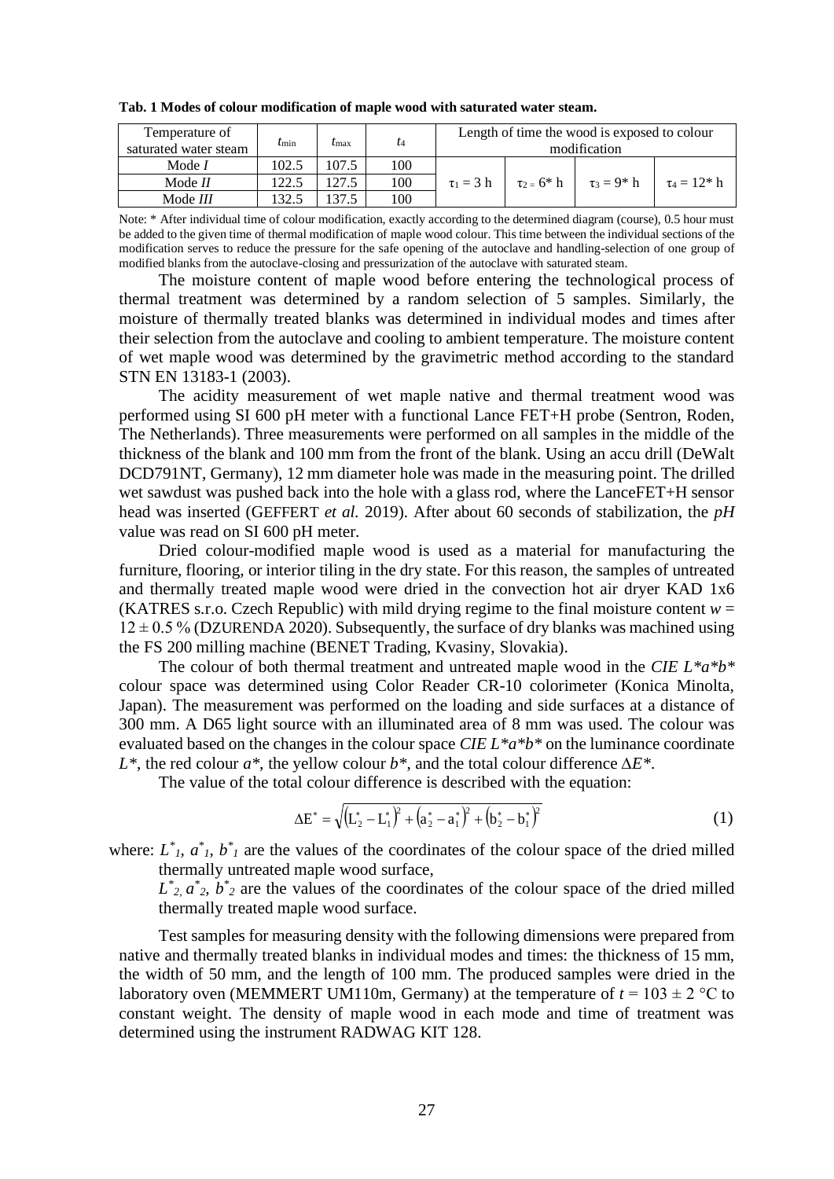**Tab. 1 Modes of colour modification of maple wood with saturated water steam.**

| Temperature of saturated water steam | $t_{min}$ | $t_{max}$ | $t_4$ | Length of time the wood is exposed to colour modification | | | |
|---|---|---|---|---|---|---|---|
| Mode *I* | 102.5 | 107.5 | 100 | $\tau_1 = 3$ h | $\tau_2 = 6$* h | $\tau_3 = 9$* h | $\tau_4 = 12$* h |
| Mode *II* | 122.5 | 127.5 | 100 | | | | |
| Mode *III* | 132.5 | 137.5 | 100 | | | | |

Note: * After individual time of colour modification, exactly according to the determined diagram (course), 0.5 hour must be added to the given time of thermal modification of maple wood colour. This time between the individual sections of the modification serves to reduce the pressure for the safe opening of the autoclave and handling-selection of one group of modified blanks from the autoclave-closing and pressurization of the autoclave with saturated steam.

The moisture content of maple wood before entering the technological process of thermal treatment was determined by a random selection of 5 samples. Similarly, the moisture of thermally treated blanks was determined in individual modes and times after their selection from the autoclave and cooling to ambient temperature. The moisture content of wet maple wood was determined by the gravimetric method according to the standard STN EN 13183-1 (2003).

The acidity measurement of wet maple native and thermal treatment wood was performed using SI 600 pH meter with a functional Lance FET+H probe (Sentron, Roden, The Netherlands). Three measurements were performed on all samples in the middle of the thickness of the blank and 100 mm from the front of the blank. Using an accu drill (DeWalt DCD791NT, Germany), 12 mm diameter hole was made in the measuring point. The drilled wet sawdust was pushed back into the hole with a glass rod, where the LanceFET+H sensor head was inserted (GEFFERT *et al.* 2019). After about 60 seconds of stabilization, the *pH* value was read on SI 600 pH meter.

Dried colour-modified maple wood is used as a material for manufacturing the furniture, flooring, or interior tiling in the dry state. For this reason, the samples of untreated and thermally treated maple wood were dried in the convection hot air dryer KAD 1x6 (KATRES s.r.o. Czech Republic) with mild drying regime to the final moisture content $w = 12 \pm 0.5$ % (DZURENDA 2020). Subsequently, the surface of dry blanks was machined using the FS 200 milling machine (BENET Trading, Kvasiny, Slovakia).

The colour of both thermal treatment and untreated maple wood in the *CIE L*a*b** colour space was determined using Color Reader CR-10 colorimeter (Konica Minolta, Japan). The measurement was performed on the loading and side surfaces at a distance of 300 mm. A D65 light source with an illuminated area of 8 mm was used. The colour was evaluated based on the changes in the colour space *CIE L*a*b** on the luminance coordinate $L^*$, the red colour $a^*$, the yellow colour $b^*$, and the total colour difference $\Delta E^*$.

The value of the total colour difference is described with the equation:

$$\Delta E^* = \sqrt{\left(L_2^* - L_1^*\right)^2 + \left(a_2^* - a_1^*\right)^2 + \left(b_2^* - b_1^*\right)^2} \tag{1}$$

where: $L^*_1$, $a^*_1$, $b^*_1$ are the values of the coordinates of the colour space of the dried milled thermally untreated maple wood surface,
$L^*_2$, $a^*_2$, $b^*_2$ are the values of the coordinates of the colour space of the dried milled thermally treated maple wood surface.

Test samples for measuring density with the following dimensions were prepared from native and thermally treated blanks in individual modes and times: the thickness of 15 mm, the width of 50 mm, and the length of 100 mm. The produced samples were dried in the laboratory oven (MEMMERT UM110m, Germany) at the temperature of $t = 103 \pm 2$ °C to constant weight. The density of maple wood in each mode and time of treatment was determined using the instrument RADWAG KIT 128.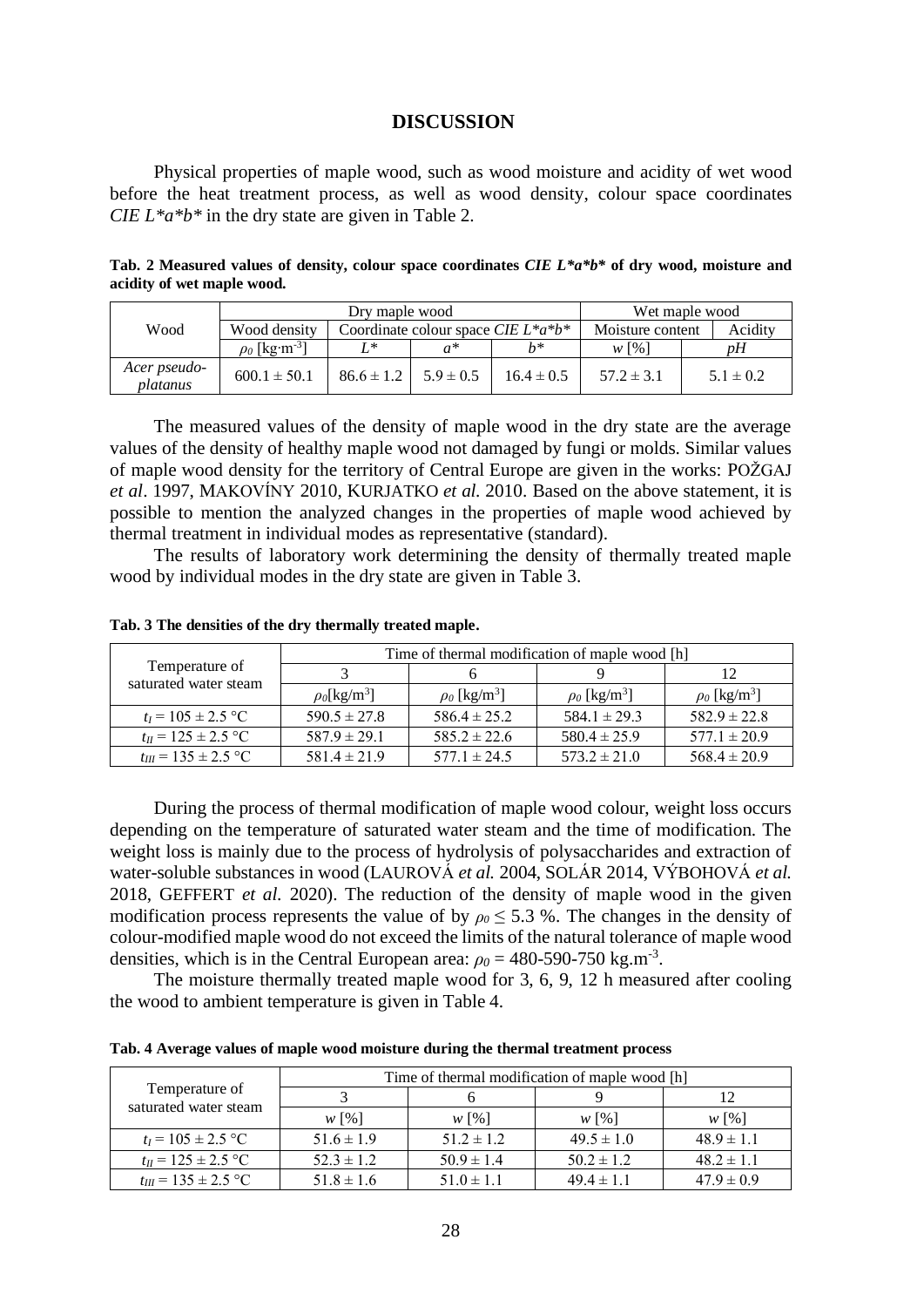## DISCUSSION

Physical properties of maple wood, such as wood moisture and acidity of wet wood before the heat treatment process, as well as wood density, colour space coordinates *CIE L\*a\*b\** in the dry state are given in Table 2.

**Tab. 2 Measured values of density, colour space coordinates *CIE L\*a\*b\** of dry wood, moisture and acidity of wet maple wood.**

| Wood | Dry maple wood | | | | Wet maple wood | |
|---|---|---|---|---|---|---|
| | Wood density | Coordinate colour space *CIE L\*a\*b\** | | | Moisture content | Acidity |
| | $\rho_0$ [kg·m$^{-3}$] | $L^*$ | $a^*$ | $b^*$ | $w$ [%] | $pH$ |
| *Acer pseudo-platanus* | 600.1 ± 50.1 | 86.6 ± 1.2 | 5.9 ± 0.5 | 16.4 ± 0.5 | 57.2 ± 3.1 | 5.1 ± 0.2 |

The measured values of the density of maple wood in the dry state are the average values of the density of healthy maple wood not damaged by fungi or molds. Similar values of maple wood density for the territory of Central Europe are given in the works: POŽGAJ *et al*. 1997, MAKOVÍNY 2010, KURJATKO *et al.* 2010. Based on the above statement, it is possible to mention the analyzed changes in the properties of maple wood achieved by thermal treatment in individual modes as representative (standard).

The results of laboratory work determining the density of thermally treated maple wood by individual modes in the dry state are given in Table 3.

**Tab. 3 The densities of the dry thermally treated maple.**

| Temperature of saturated water steam | Time of thermal modification of maple wood [h] | | | |
|---|---|---|---|---|
| | 3 | 6 | 9 | 12 |
| | $\rho_0$[kg/m$^3$] | $\rho_0$ [kg/m$^3$] | $\rho_0$ [kg/m$^3$] | $\rho_0$ [kg/m$^3$] |
| $t_I$ = 105 ± 2.5 °C | 590.5 ± 27.8 | 586.4 ± 25.2 | 584.1 ± 29.3 | 582.9 ± 22.8 |
| $t_{II}$ = 125 ± 2.5 °C | 587.9 ± 29.1 | 585.2 ± 22.6 | 580.4 ± 25.9 | 577.1 ± 20.9 |
| $t_{III}$ = 135 ± 2.5 °C | 581.4 ± 21.9 | 577.1 ± 24.5 | 573.2 ± 21.0 | 568.4 ± 20.9 |

During the process of thermal modification of maple wood colour, weight loss occurs depending on the temperature of saturated water steam and the time of modification. The weight loss is mainly due to the process of hydrolysis of polysaccharides and extraction of water-soluble substances in wood (LAUROVÁ *et al.* 2004, SOLÁR 2014, VÝBOHOVÁ *et al.* 2018, GEFFERT *et al.* 2020). The reduction of the density of maple wood in the given modification process represents the value of by $\rho_0 \leq 5.3$ %. The changes in the density of colour-modified maple wood do not exceed the limits of the natural tolerance of maple wood densities, which is in the Central European area: $\rho_0$ = 480-590-750 kg.m$^{-3}$.

The moisture thermally treated maple wood for 3, 6, 9, 12 h measured after cooling the wood to ambient temperature is given in Table 4.

**Tab. 4 Average values of maple wood moisture during the thermal treatment process**

| Temperature of saturated water steam | Time of thermal modification of maple wood [h] | | | |
|---|---|---|---|---|
| | 3 | 6 | 9 | 12 |
| | $w$ [%] | $w$ [%] | $w$ [%] | $w$ [%] |
| $t_I$ = 105 ± 2.5 °C | 51.6 ± 1.9 | 51.2 ± 1.2 | 49.5 ± 1.0 | 48.9 ± 1.1 |
| $t_{II}$ = 125 ± 2.5 °C | 52.3 ± 1.2 | 50.9 ± 1.4 | 50.2 ± 1.2 | 48.2 ± 1.1 |
| $t_{III}$ = 135 ± 2.5 °C | 51.8 ± 1.6 | 51.0 ± 1.1 | 49.4 ± 1.1 | 47.9 ± 0.9 |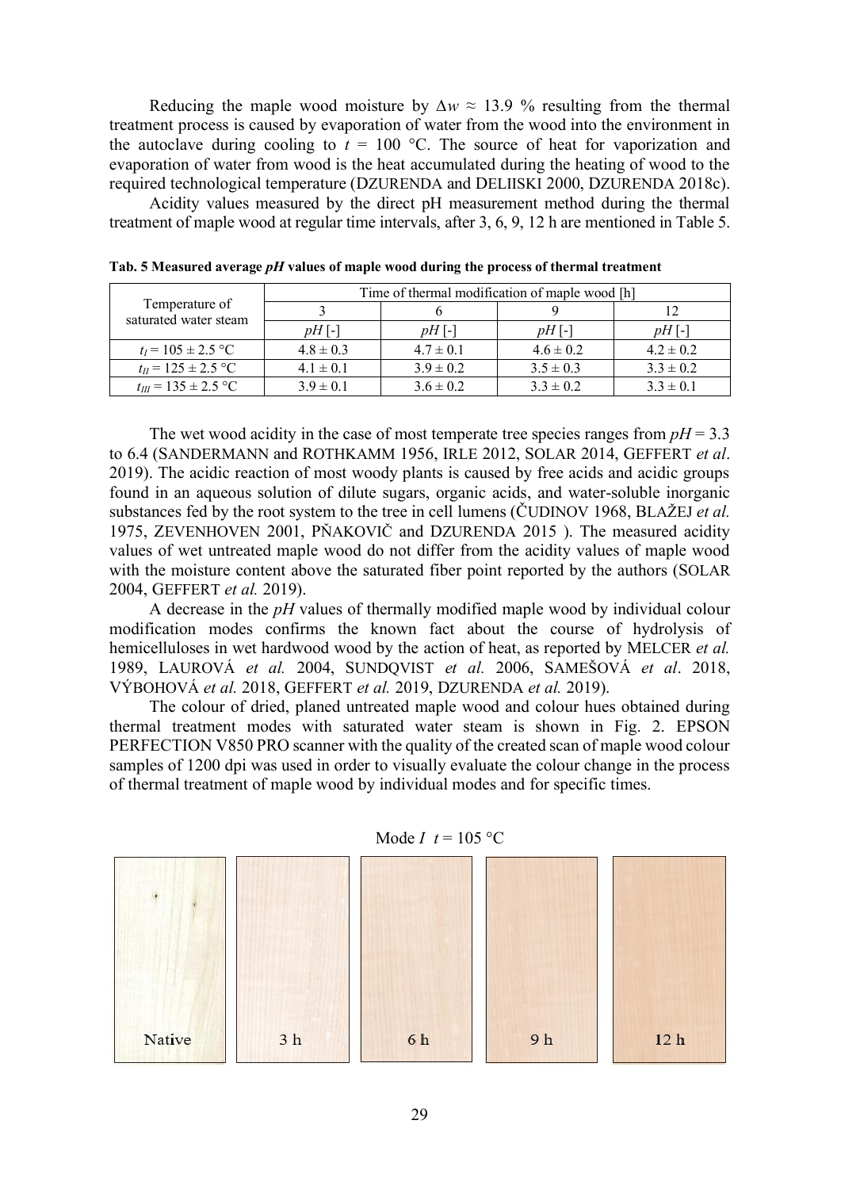Reducing the maple wood moisture by $\Delta w \approx 13.9$ % resulting from the thermal treatment process is caused by evaporation of water from the wood into the environment in the autoclave during cooling to $t = 100$ °C. The source of heat for vaporization and evaporation of water from wood is the heat accumulated during the heating of wood to the required technological temperature (DZURENDA and DELIISKI 2000, DZURENDA 2018c).

Acidity values measured by the direct pH measurement method during the thermal treatment of maple wood at regular time intervals, after 3, 6, 9, 12 h are mentioned in Table 5.

**Tab. 5 Measured average *pH* values of maple wood during the process of thermal treatment**

| Temperature of saturated water steam | Time of thermal modification of maple wood [h] | | | |
|---|---|---|---|---|
| | 3 | 6 | 9 | 12 |
| | *pH* [-] | *pH* [-] | *pH* [-] | *pH* [-] |
| $t_I = 105 \pm 2.5$ °C | 4.8 ± 0.3 | 4.7 ± 0.1 | 4.6 ± 0.2 | 4.2 ± 0.2 |
| $t_{II} = 125 \pm 2.5$ °C | 4.1 ± 0.1 | 3.9 ± 0.2 | 3.5 ± 0.3 | 3.3 ± 0.2 |
| $t_{III} = 135 \pm 2.5$ °C | 3.9 ± 0.1 | 3.6 ± 0.2 | 3.3 ± 0.2 | 3.3 ± 0.1 |

The wet wood acidity in the case of most temperate tree species ranges from $pH = 3.3$ to 6.4 (SANDERMANN and ROTHKAMM 1956, IRLE 2012, SOLAR 2014, GEFFERT *et al*. 2019). The acidic reaction of most woody plants is caused by free acids and acidic groups found in an aqueous solution of dilute sugars, organic acids, and water-soluble inorganic substances fed by the root system to the tree in cell lumens (ČUDINOV 1968, BLAŽEJ *et al.* 1975, ZEVENHOVEN 2001, PŇAKOVIČ and DZURENDA 2015 ). The measured acidity values of wet untreated maple wood do not differ from the acidity values of maple wood with the moisture content above the saturated fiber point reported by the authors (SOLAR 2004, GEFFERT *et al.* 2019).

A decrease in the *pH* values of thermally modified maple wood by individual colour modification modes confirms the known fact about the course of hydrolysis of hemicelluloses in wet hardwood wood by the action of heat, as reported by MELCER *et al.* 1989, LAUROVÁ *et al.* 2004, SUNDQVIST *et al.* 2006, SAMEŠOVÁ *et al*. 2018, VÝBOHOVÁ *et al.* 2018, GEFFERT *et al.* 2019, DZURENDA *et al.* 2019).

The colour of dried, planed untreated maple wood and colour hues obtained during thermal treatment modes with saturated water steam is shown in Fig. 2. EPSON PERFECTION V850 PRO scanner with the quality of the created scan of maple wood colour samples of 1200 dpi was used in order to visually evaluate the colour change in the process of thermal treatment of maple wood by individual modes and for specific times.

Mode *I* $t = 105$ °C

Native | 3 h | 6 h | 9 h | 12 h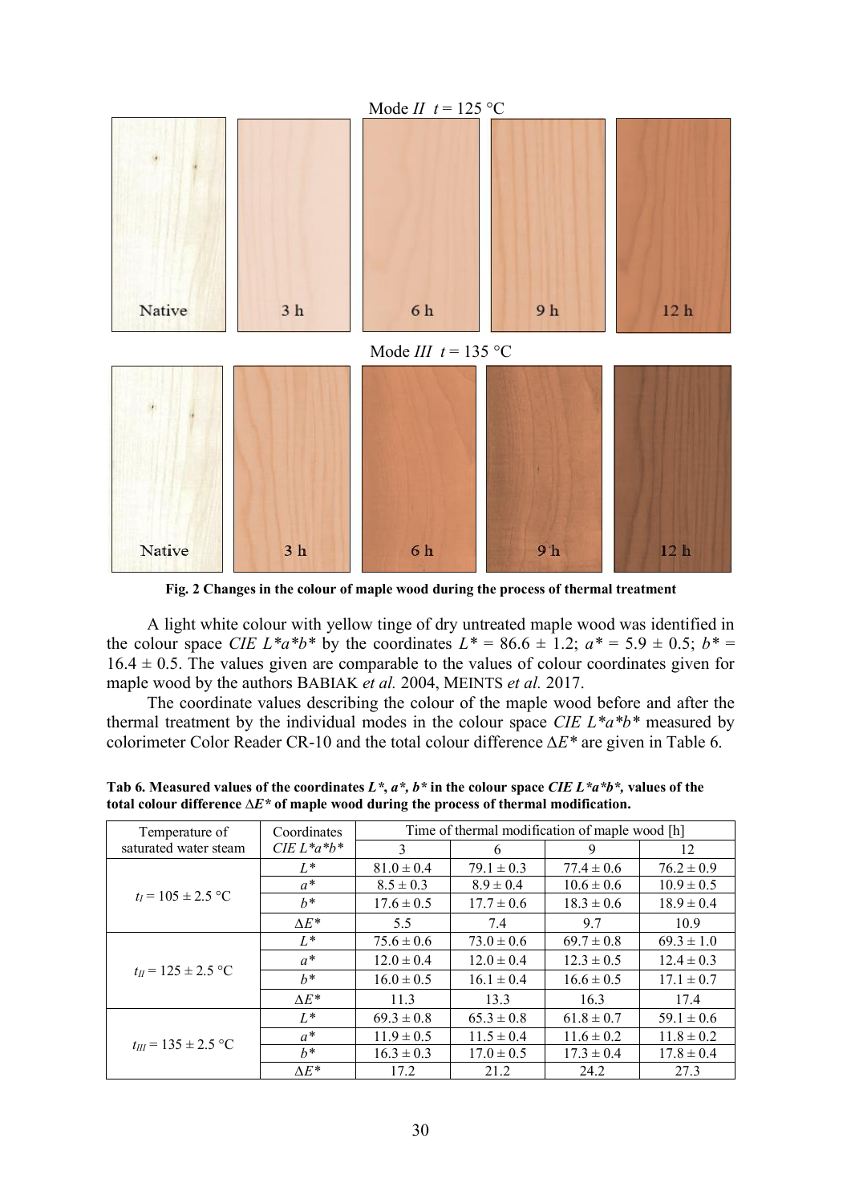Mode *II* $t$ = 125 °C

Native | 3 h | 6 h | 9 h | 12 h

Mode *III* $t$ = 135 °C

Native | 3 h | 6 h | 9 h | 12 h

**Fig. 2 Changes in the colour of maple wood during the process of thermal treatment**

A light white colour with yellow tinge of dry untreated maple wood was identified in the colour space *CIE L\*a\*b\** by the coordinates $L^* = 86.6 \pm 1.2$; $a^* = 5.9 \pm 0.5$; $b^* = 16.4 \pm 0.5$. The values given are comparable to the values of colour coordinates given for maple wood by the authors BABIAK *et al.* 2004, MEINTS *et al.* 2017.

The coordinate values describing the colour of the maple wood before and after the thermal treatment by the individual modes in the colour space *CIE L\*a\*b\** measured by colorimeter Color Reader CR-10 and the total colour difference $\Delta E^*$ are given in Table 6.

**Tab 6. Measured values of the coordinates $L^*$, $a^*$, $b^*$ in the colour space *CIE L\*a\*b\**, values of the total colour difference $\Delta E^*$ of maple wood during the process of thermal modification.**

| Temperature of saturated water steam | Coordinates *CIE L\*a\*b\** | Time of thermal modification of maple wood [h] | | | |
|---|---|---|---|---|---|
| | | 3 | 6 | 9 | 12 |
| $t_I = 105 \pm 2.5$ °C | $L^*$ | 81.0 ± 0.4 | 79.1 ± 0.3 | 77.4 ± 0.6 | 76.2 ± 0.9 |
| | $a^*$ | 8.5 ± 0.3 | 8.9 ± 0.4 | 10.6 ± 0.6 | 10.9 ± 0.5 |
| | $b^*$ | 17.6 ± 0.5 | 17.7 ± 0.6 | 18.3 ± 0.6 | 18.9 ± 0.4 |
| | $\Delta E^*$ | 5.5 | 7.4 | 9.7 | 10.9 |
| $t_{II} = 125 \pm 2.5$ °C | $L^*$ | 75.6 ± 0.6 | 73.0 ± 0.6 | 69.7 ± 0.8 | 69.3 ± 1.0 |
| | $a^*$ | 12.0 ± 0.4 | 12.0 ± 0.4 | 12.3 ± 0.5 | 12.4 ± 0.3 |
| | $b^*$ | 16.0 ± 0.5 | 16.1 ± 0.4 | 16.6 ± 0.5 | 17.1 ± 0.7 |
| | $\Delta E^*$ | 11.3 | 13.3 | 16.3 | 17.4 |
| $t_{III} = 135 \pm 2.5$ °C | $L^*$ | 69.3 ± 0.8 | 65.3 ± 0.8 | 61.8 ± 0.7 | 59.1 ± 0.6 |
| | $a^*$ | 11.9 ± 0.5 | 11.5 ± 0.4 | 11.6 ± 0.2 | 11.8 ± 0.2 |
| | $b^*$ | 16.3 ± 0.3 | 17.0 ± 0.5 | 17.3 ± 0.4 | 17.8 ± 0.4 |
| | $\Delta E^*$ | 17.2 | 21.2 | 24.2 | 27.3 |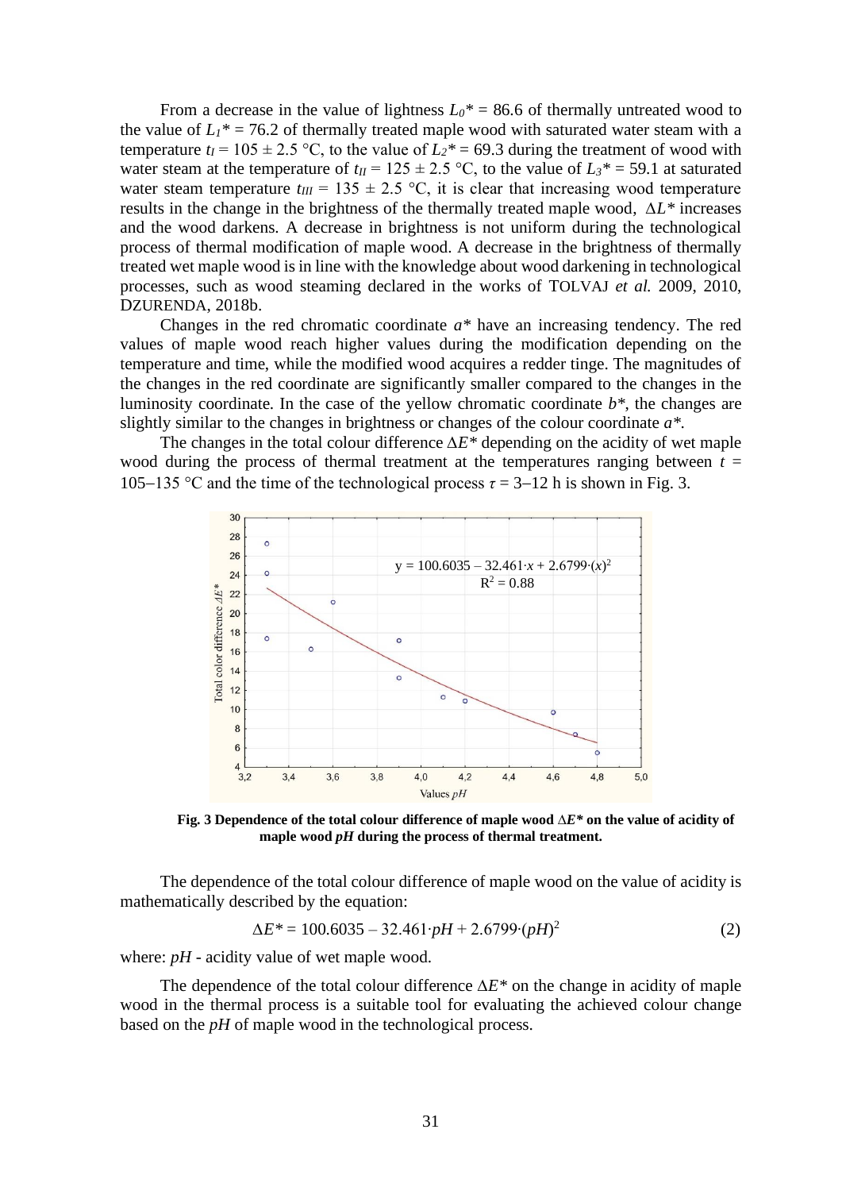From a decrease in the value of lightness $L_0^* = 86.6$ of thermally untreated wood to the value of $L_1^* = 76.2$ of thermally treated maple wood with saturated water steam with a temperature $t_I = 105 \pm 2.5$ °C, to the value of $L_2^* = 69.3$ during the treatment of wood with water steam at the temperature of $t_{II} = 125 \pm 2.5$ °C, to the value of $L_3^* = 59.1$ at saturated water steam temperature $t_{III} = 135 \pm 2.5$ °C, it is clear that increasing wood temperature results in the change in the brightness of the thermally treated maple wood, $\Delta L^*$ increases and the wood darkens. A decrease in brightness is not uniform during the technological process of thermal modification of maple wood. A decrease in the brightness of thermally treated wet maple wood is in line with the knowledge about wood darkening in technological processes, such as wood steaming declared in the works of TOLVAJ *et al.* 2009, 2010, DZURENDA, 2018b.

Changes in the red chromatic coordinate $a^*$ have an increasing tendency. The red values of maple wood reach higher values during the modification depending on the temperature and time, while the modified wood acquires a redder tinge. The magnitudes of the changes in the red coordinate are significantly smaller compared to the changes in the luminosity coordinate. In the case of the yellow chromatic coordinate $b^*$, the changes are slightly similar to the changes in brightness or changes of the colour coordinate $a^*$.

The changes in the total colour difference $\Delta E^*$ depending on the acidity of wet maple wood during the process of thermal treatment at the temperatures ranging between $t$ = 105–135 °C and the time of the technological process $\tau$ = 3–12 h is shown in Fig. 3.

**Fig. 3 Dependence of the total colour difference of maple wood $\Delta E^*$ on the value of acidity of maple wood *pH* during the process of thermal treatment.**

The dependence of the total colour difference of maple wood on the value of acidity is mathematically described by the equation:

$$\Delta E^* = 100.6035 - 32.461 \cdot pH + 2.6799 \cdot (pH)^2 \qquad (2)$$

where: *pH* - acidity value of wet maple wood.

The dependence of the total colour difference $\Delta E^*$ on the change in acidity of maple wood in the thermal process is a suitable tool for evaluating the achieved colour change based on the *pH* of maple wood in the technological process.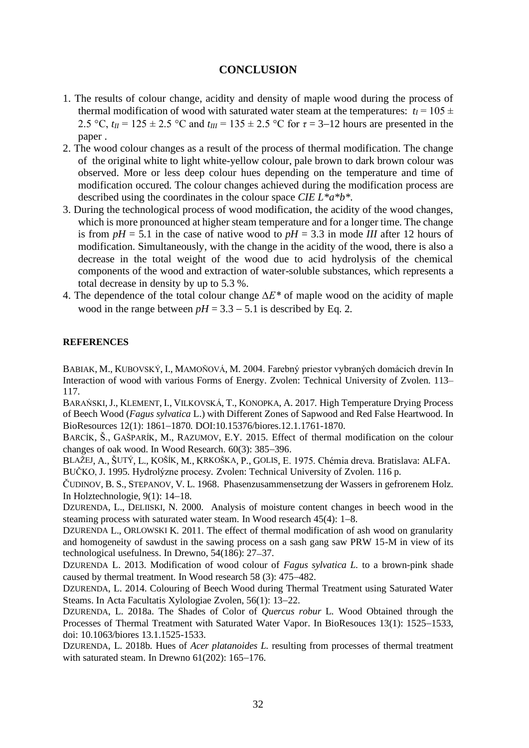## CONCLUSION

1. The results of colour change, acidity and density of maple wood during the process of thermal modification of wood with saturated water steam at the temperatures: $t_I = 105 \pm 2.5$ °C, $t_{II} = 125 \pm 2.5$ °C and $t_{III} = 135 \pm 2.5$ °C for $\tau = 3$–12 hours are presented in the paper .
2. The wood colour changes as a result of the process of thermal modification. The change of the original white to light white-yellow colour, pale brown to dark brown colour was observed. More or less deep colour hues depending on the temperature and time of modification occured. The colour changes achieved during the modification process are described using the coordinates in the colour space *CIE L*a*b**.
3. During the technological process of wood modification, the acidity of the wood changes, which is more pronounced at higher steam temperature and for a longer time. The change is from $pH = 5.1$ in the case of native wood to $pH = 3.3$ in mode *III* after 12 hours of modification. Simultaneously, with the change in the acidity of the wood, there is also a decrease in the total weight of the wood due to acid hydrolysis of the chemical components of the wood and extraction of water-soluble substances, which represents a total decrease in density by up to 5.3 %.
4. The dependence of the total colour change $\Delta E^*$ of maple wood on the acidity of maple wood in the range between $pH = 3.3 – 5.1$ is described by Eq. 2.

### REFERENCES

BABIAK, M., KUBOVSKÝ, I., MAMOŇOVÁ, M. 2004. Farebný priestor vybraných domácich drevín In Interaction of wood with various Forms of Energy. Zvolen: Technical University of Zvolen. 113–117.

BARAŃSKI, J., KLEMENT, I., VILKOVSKÁ, T., KONOPKA, A. 2017. High Temperature Drying Process of Beech Wood (*Fagus sylvatica* L.) with Different Zones of Sapwood and Red False Heartwood. In BioResources 12(1): 1861–1870. DOI:10.15376/biores.12.1.1761-1870.

BARCÍK, Š., GAŠPARÍK, M., RAZUMOV, E.Y. 2015. Effect of thermal modification on the colour changes of oak wood. In Wood Research. 60(3): 385–396.

BLAŽEJ, A., ŠUTÝ, L., KOŠÍK, M., KRKOŠKA, P., GOLIS, E. 1975. Chémia dreva. Bratislava: ALFA.

BUČKO, J. 1995. Hydrolýzne procesy. Zvolen: Technical University of Zvolen. 116 p.

ČUDINOV, B. S., STEPANOV, V. L. 1968. Phasenzusammensetzung der Wassers in gefrorenem Holz. In Holztechnologie, 9(1): 14–18.

DZURENDA, L., DELIISKI, N. 2000. Analysis of moisture content changes in beech wood in the steaming process with saturated water steam. In Wood research 45(4): 1–8.

DZURENDA L., ORLOWSKI K. 2011. The effect of thermal modification of ash wood on granularity and homogeneity of sawdust in the sawing process on a sash gang saw PRW 15-M in view of its technological usefulness. In Drewno, 54(186): 27–37.

DZURENDA L. 2013. Modification of wood colour of *Fagus sylvatica L.* to a brown-pink shade caused by thermal treatment. In Wood research 58 (3): 475–482.

DZURENDA, L. 2014. Colouring of Beech Wood during Thermal Treatment using Saturated Water Steams. In Acta Facultatis Xylologiae Zvolen, 56(1): 13–22.

DZURENDA, L. 2018a. The Shades of Color of *Quercus robur* L. Wood Obtained through the Processes of Thermal Treatment with Saturated Water Vapor. In BioResouces 13(1): 1525–1533, doi: 10.1063/biores 13.1.1525-1533.

DZURENDA, L. 2018b. Hues of *Acer platanoides L.* resulting from processes of thermal treatment with saturated steam. In Drewno 61(202): 165–176.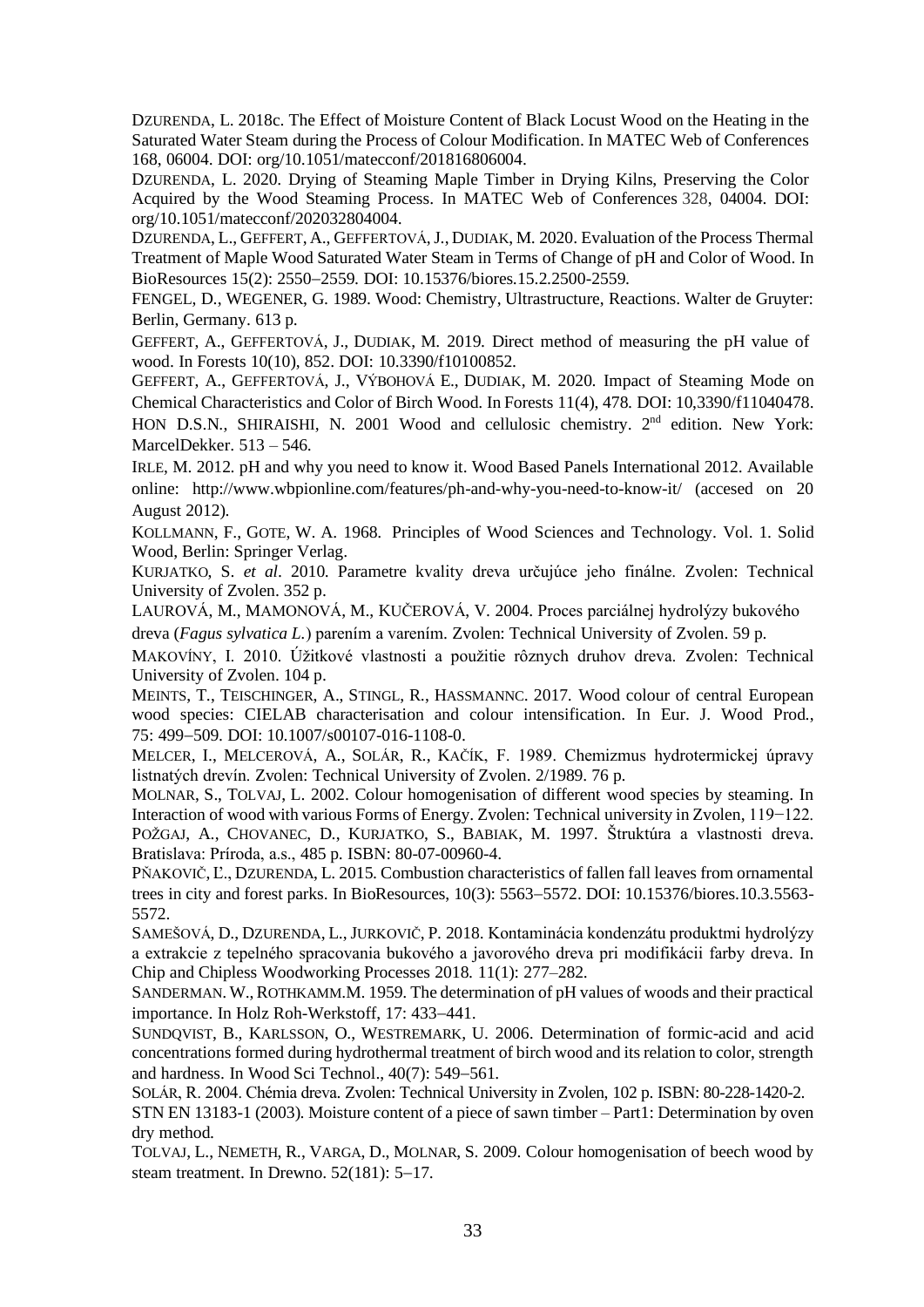DZURENDA, L. 2018c. The Effect of Moisture Content of Black Locust Wood on the Heating in the Saturated Water Steam during the Process of Colour Modification. In MATEC Web of Conferences 168, 06004. DOI: org/10.1051/matecconf/201816806004.

DZURENDA, L. 2020. Drying of Steaming Maple Timber in Drying Kilns, Preserving the Color Acquired by the Wood Steaming Process. In MATEC Web of Conferences 328, 04004. DOI: org/10.1051/matecconf/202032804004.

DZURENDA, L., GEFFERT, A., GEFFERTOVÁ, J., DUDIAK, M. 2020. Evaluation of the Process Thermal Treatment of Maple Wood Saturated Water Steam in Terms of Change of pH and Color of Wood. In BioResources 15(2): 2550–2559. DOI: 10.15376/biores.15.2.2500-2559.

FENGEL, D., WEGENER, G. 1989. Wood: Chemistry, Ultrastructure, Reactions. Walter de Gruyter: Berlin, Germany. 613 p.

GEFFERT, A., GEFFERTOVÁ, J., DUDIAK, M. 2019. Direct method of measuring the pH value of wood. In Forests 10(10), 852. DOI: 10.3390/f10100852.

GEFFERT, A., GEFFERTOVÁ, J., VÝBOHOVÁ E., DUDIAK, M. 2020. Impact of Steaming Mode on Chemical Characteristics and Color of Birch Wood. In Forests 11(4), 478. DOI: 10,3390/f11040478.

HON D.S.N., SHIRAISHI, N. 2001 Wood and cellulosic chemistry. 2nd edition. New York: MarcelDekker. 513 – 546.

IRLE, M. 2012. pH and why you need to know it. Wood Based Panels International 2012. Available online: http://www.wbpionline.com/features/ph-and-why-you-need-to-know-it/ (accesed on 20 August 2012).

KOLLMANN, F., GOTE, W. A. 1968. Principles of Wood Sciences and Technology. Vol. 1. Solid Wood, Berlin: Springer Verlag.

KURJATKO, S. *et al*. 2010. Parametre kvality dreva určujúce jeho finálne. Zvolen: Technical University of Zvolen. 352 p.

LAUROVÁ, M., MAMONOVÁ, M., KUČEROVÁ, V. 2004. Proces parciálnej hydrolýzy bukového dreva (*Fagus sylvatica L.*) parením a varením. Zvolen: Technical University of Zvolen. 59 p.

MAKOVÍNY, I. 2010. Úžitkové vlastnosti a použitie rôznych druhov dreva. Zvolen: Technical University of Zvolen. 104 p.

MEINTS, T., TEISCHINGER, A., STINGL, R., HASSMANNC. 2017. Wood colour of central European wood species: CIELAB characterisation and colour intensification. In Eur. J. Wood Prod., 75: 499–509. DOI: 10.1007/s00107-016-1108-0.

MELCER, I., MELCEROVÁ, A., SOLÁR, R., KAČÍK, F. 1989. Chemizmus hydrotermickej úpravy listnatých drevín. Zvolen: Technical University of Zvolen. 2/1989. 76 p.

MOLNAR, S., TOLVAJ, L. 2002. Colour homogenisation of different wood species by steaming. In Interaction of wood with various Forms of Energy. Zvolen: Technical university in Zvolen, 119−122.

POŽGAJ, A., CHOVANEC, D., KURJATKO, S., BABIAK, M. 1997. Štruktúra a vlastnosti dreva. Bratislava: Príroda, a.s., 485 p. ISBN: 80-07-00960-4.

PŇAKOVIČ, Ľ., DZURENDA, L. 2015. Combustion characteristics of fallen fall leaves from ornamental trees in city and forest parks. In BioResources, 10(3): 5563–5572. DOI: 10.15376/biores.10.3.5563-5572.

SAMEŠOVÁ, D., DZURENDA, L., JURKOVIČ, P. 2018. Kontaminácia kondenzátu produktmi hydrolýzy a extrakcie z tepelného spracovania bukového a javorového dreva pri modifikácii farby dreva. In Chip and Chipless Woodworking Processes 2018. 11(1): 277–282.

SANDERMAN. W., ROTHKAMM.M. 1959. The determination of pH values of woods and their practical importance. In Holz Roh-Werkstoff, 17: 433–441.

SUNDQVIST, B., KARLSSON, O., WESTREMARK, U. 2006. Determination of formic-acid and acid concentrations formed during hydrothermal treatment of birch wood and its relation to color, strength and hardness. In Wood Sci Technol., 40(7): 549–561.

SOLÁR, R. 2004. Chémia dreva. Zvolen: Technical University in Zvolen, 102 p. ISBN: 80-228-1420-2.

STN EN 13183-1 (2003). Moisture content of a piece of sawn timber – Part1: Determination by oven dry method.

TOLVAJ, L., NEMETH, R., VARGA, D., MOLNAR, S. 2009. Colour homogenisation of beech wood by steam treatment. In Drewno. 52(181): 5–17.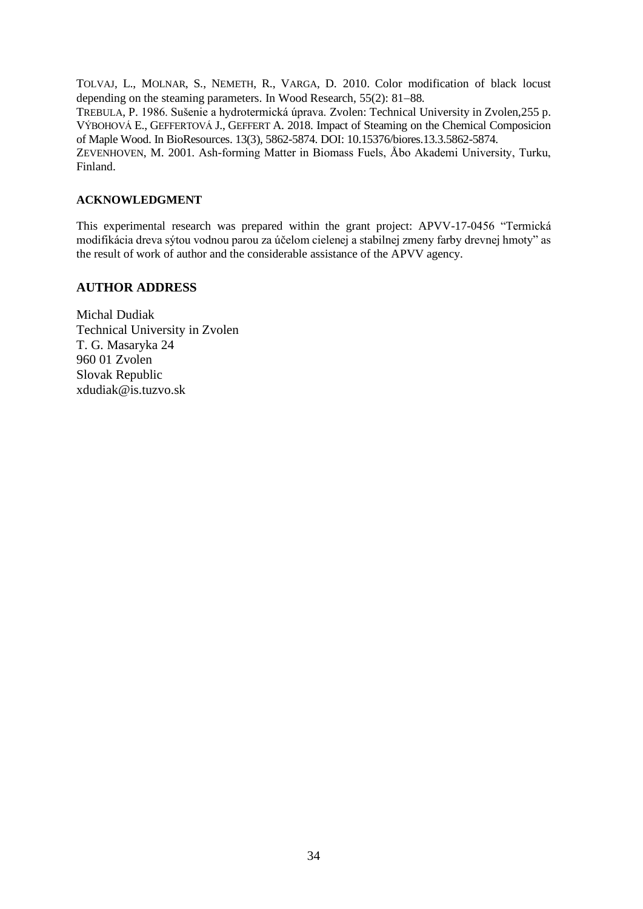TOLVAJ, L., MOLNAR, S., NEMETH, R., VARGA, D. 2010. Color modification of black locust depending on the steaming parameters. In Wood Research, 55(2): 81–88.

TREBULA, P. 1986. Sušenie a hydrotermická úprava. Zvolen: Technical University in Zvolen,255 p.

VÝBOHOVÁ E., GEFFERTOVÁ J., GEFFERT A. 2018. Impact of Steaming on the Chemical Composicion of Maple Wood. In BioResources. 13(3), 5862-5874. DOI: 10.15376/biores.13.3.5862-5874.

ZEVENHOVEN, M. 2001. Ash-forming Matter in Biomass Fuels, Åbo Akademi University, Turku, Finland.

**ACKNOWLEDGMENT**

This experimental research was prepared within the grant project: APVV-17-0456 "Termická modifikácia dreva sýtou vodnou parou za účelom cielenej a stabilnej zmeny farby drevnej hmoty" as the result of work of author and the considerable assistance of the APVV agency.

## AUTHOR ADDRESS

Michal Dudiak
Technical University in Zvolen
T. G. Masaryka 24
960 01 Zvolen
Slovak Republic
xdudiak@is.tuzvo.sk